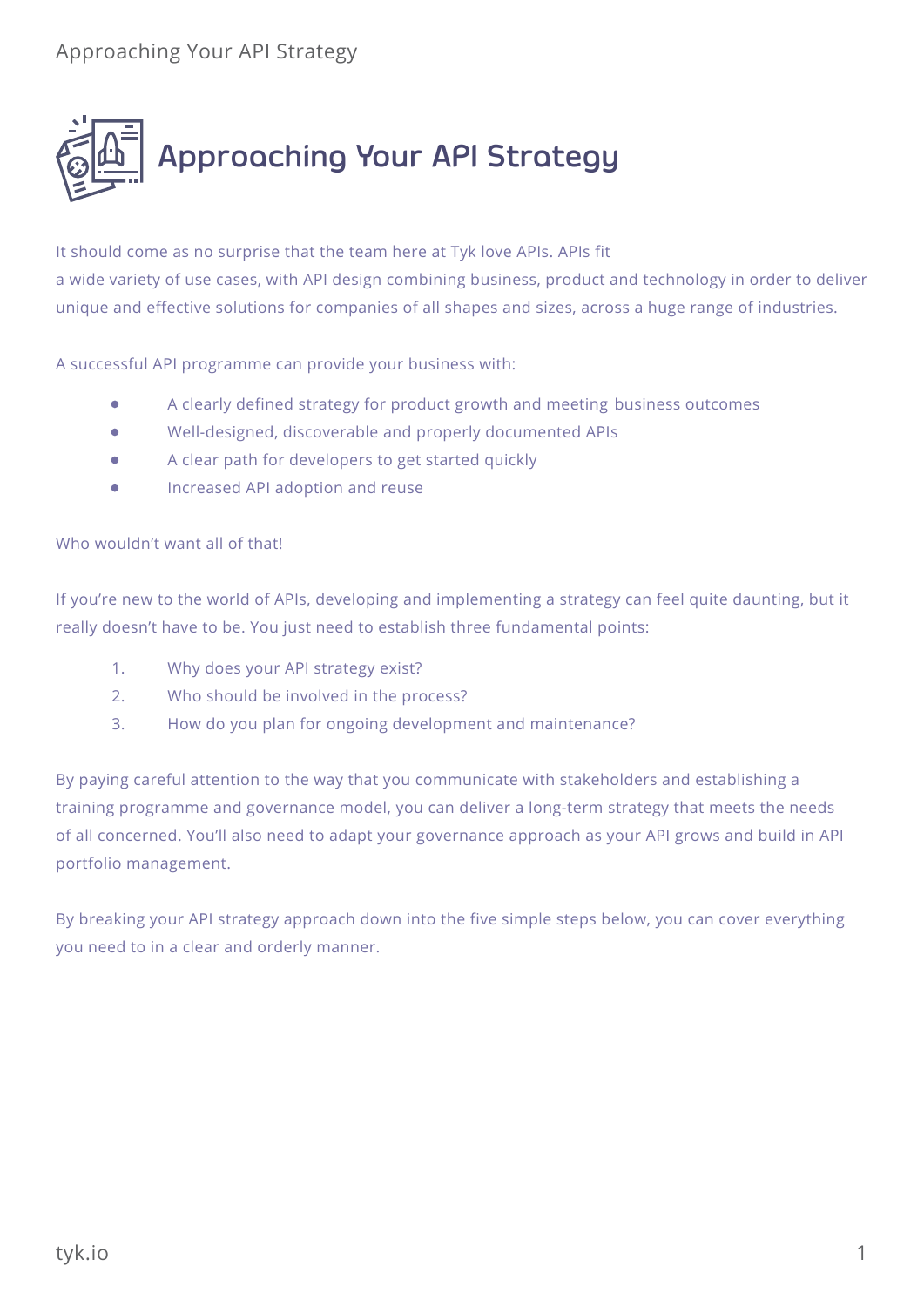# Approaching Your API Strategy

It should come as no surprise that the team here at Tyk love APIs. APIs fit a wide variety of use cases, with API design combining business, product and technology in order to deliver unique and effective solutions for companies of all shapes and sizes, across a huge range of industries.

A successful API programme can provide your business with:

- A clearly defined strategy for product growth and meeting business outcomes
- Well-designed, discoverable and properly documented APIs
- A clear path for developers to get started quickly
- Increased API adoption and reuse

Who wouldn't want all of that!

If you're new to the world of APIs, developing and implementing a strategy can feel quite daunting, but it really doesn't have to be. You just need to establish three fundamental points:

1. Why does your API strategy exist?
2. Who should be involved in the process?
3. How do you plan for ongoing development and maintenance?

By paying careful attention to the way that you communicate with stakeholders and establishing a training programme and governance model, you can deliver a long-term strategy that meets the needs of all concerned. You'll also need to adapt your governance approach as your API grows and build in API portfolio management.

By breaking your API strategy approach down into the five simple steps below, you can cover everything you need to in a clear and orderly manner.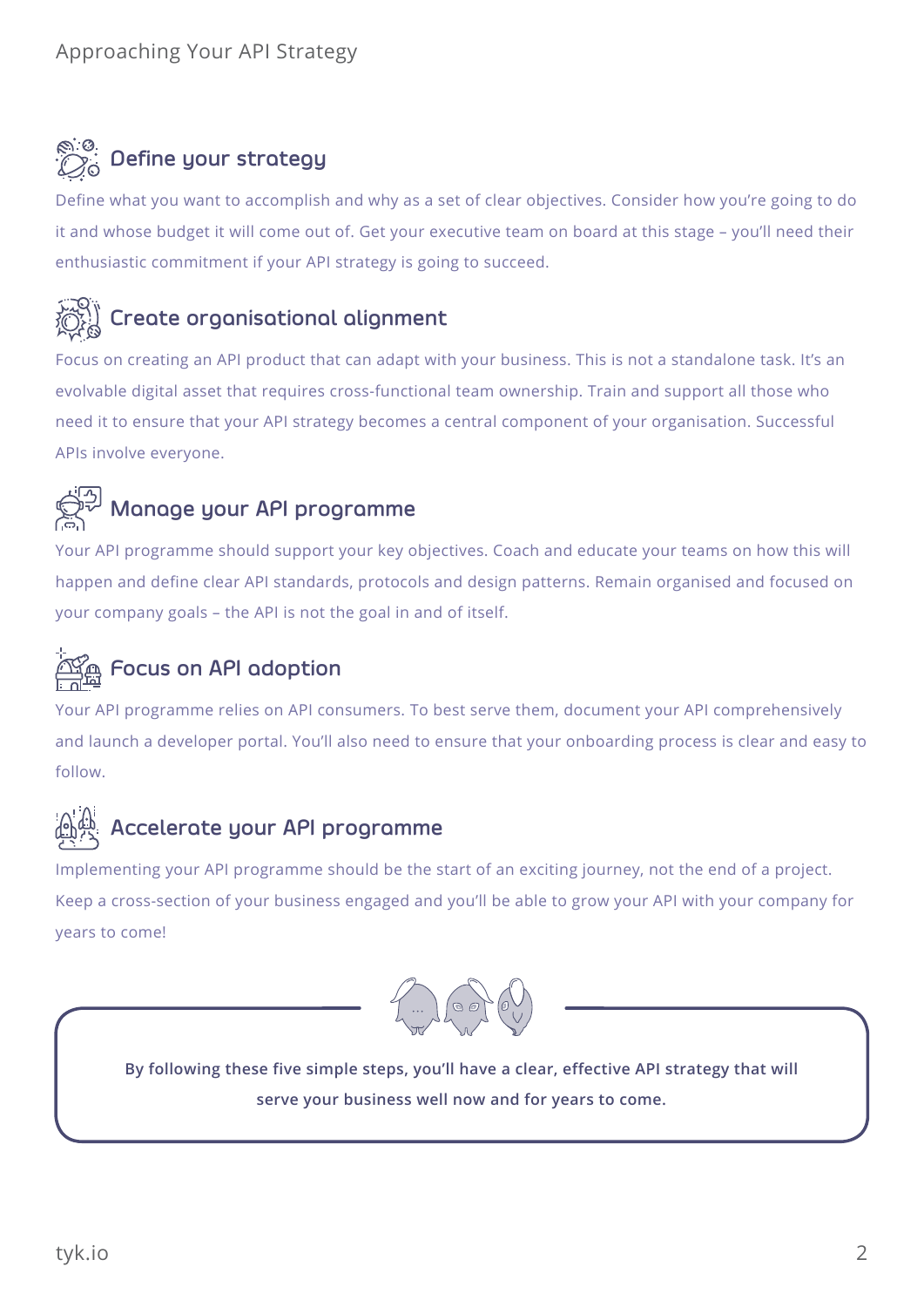## Define your strategy

Define what you want to accomplish and why as a set of clear objectives. Consider how you're going to do it and whose budget it will come out of. Get your executive team on board at this stage – you'll need their enthusiastic commitment if your API strategy is going to succeed.

## Create organisational alignment

Focus on creating an API product that can adapt with your business. This is not a standalone task. It's an evolvable digital asset that requires cross-functional team ownership. Train and support all those who need it to ensure that your API strategy becomes a central component of your organisation. Successful APIs involve everyone.

## Manage your API programme

Your API programme should support your key objectives. Coach and educate your teams on how this will happen and define clear API standards, protocols and design patterns. Remain organised and focused on your company goals – the API is not the goal in and of itself.

## Focus on API adoption

Your API programme relies on API consumers. To best serve them, document your API comprehensively and launch a developer portal. You'll also need to ensure that your onboarding process is clear and easy to follow.

## Accelerate your API programme

Implementing your API programme should be the start of an exciting journey, not the end of a project. Keep a cross-section of your business engaged and you'll be able to grow your API with your company for years to come!

**By following these five simple steps, you'll have a clear, effective API strategy that will serve your business well now and for years to come.**